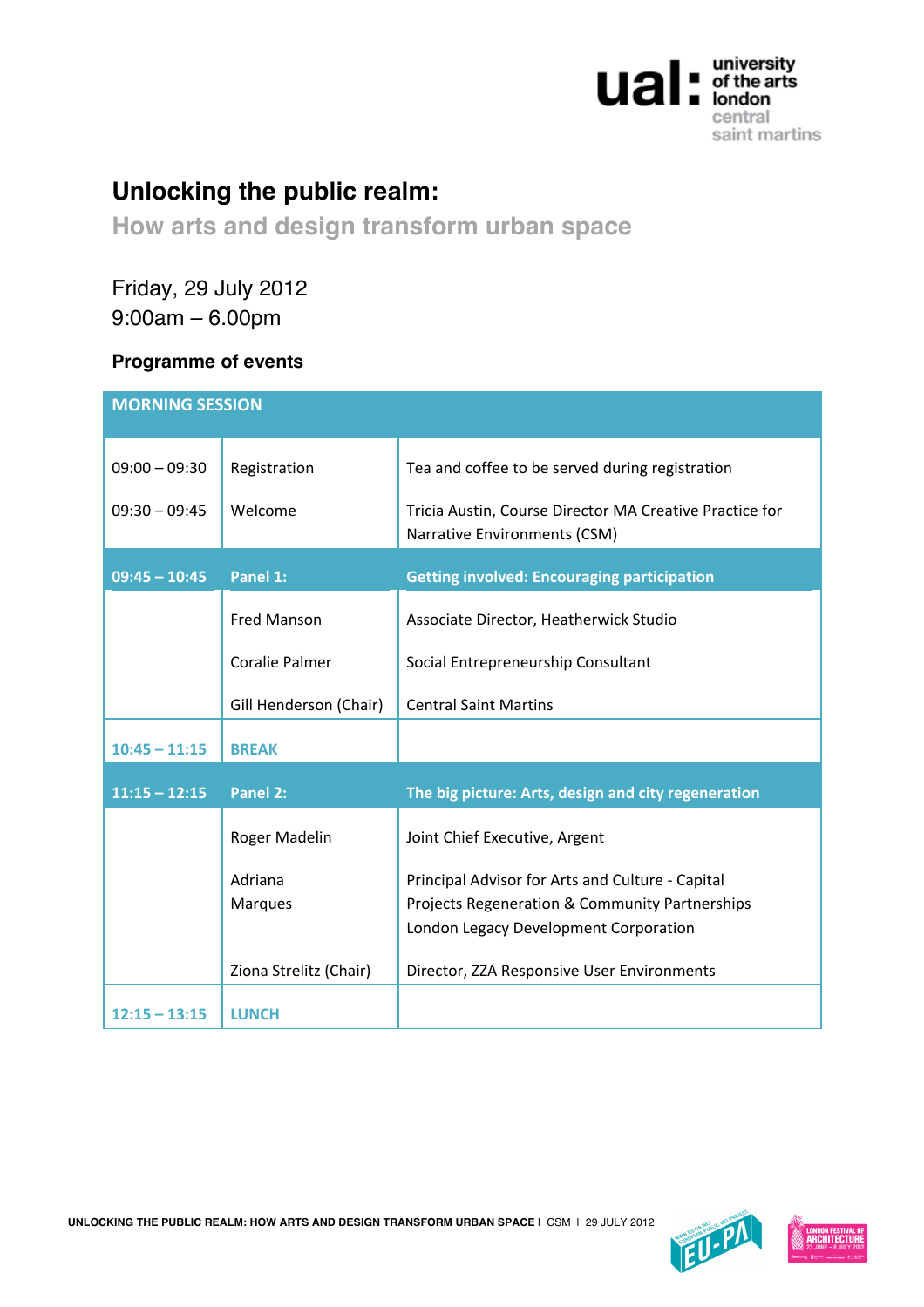# Unlocking the public realm:

## How arts and design transform urban space

Friday, 29 July 2012
9:00am – 6.00pm

### Programme of events

| MORNING SESSION | | |
|---|---|---|
| 09:00 – 09:30 | Registration | Tea and coffee to be served during registration |
| 09:30 – 09:45 | Welcome | Tricia Austin, Course Director MA Creative Practice for Narrative Environments (CSM) |
| **09:45 – 10:45** | **Panel 1:** | **Getting involved: Encouraging participation** |
| | Fred Manson | Associate Director, Heatherwick Studio |
| | Coralie Palmer | Social Entrepreneurship Consultant |
| | Gill Henderson (Chair) | Central Saint Martins |
| **10:45 – 11:15** | **BREAK** | |
| **11:15 – 12:15** | **Panel 2:** | **The big picture: Arts, design and city regeneration** |
| | Roger Madelin | Joint Chief Executive, Argent |
| | Adriana Marques | Principal Advisor for Arts and Culture - Capital Projects Regeneration & Community Partnerships London Legacy Development Corporation |
| | Ziona Strelitz (Chair) | Director, ZZA Responsive User Environments |
| **12:15 – 13:15** | **LUNCH** | |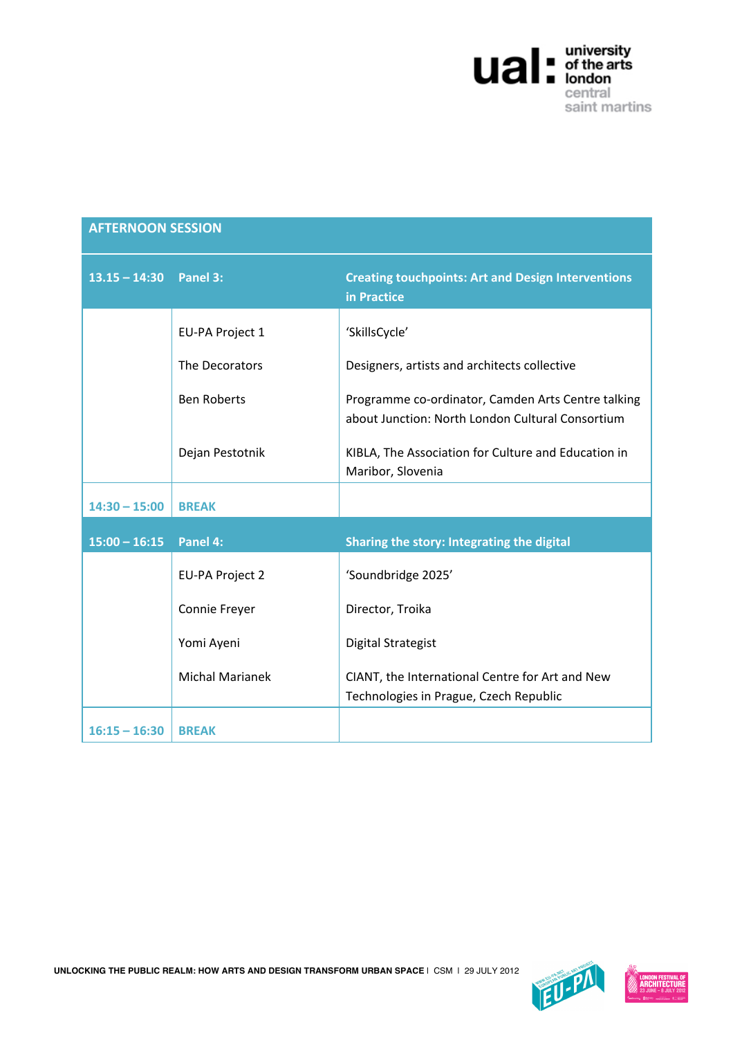## AFTERNOON SESSION

| Time | | |
|---|---|---|
| **13.15 – 14:30** | **Panel 3:** | **Creating touchpoints: Art and Design Interventions in Practice** |
| | EU-PA Project 1 | 'SkillsCycle' |
| | The Decorators | Designers, artists and architects collective |
| | Ben Roberts | Programme co-ordinator, Camden Arts Centre talking about Junction: North London Cultural Consortium |
| | Dejan Pestotnik | KIBLA, The Association for Culture and Education in Maribor, Slovenia |
| **14:30 – 15:00** | **BREAK** | |
| **15:00 – 16:15** | **Panel 4:** | **Sharing the story: Integrating the digital** |
| | EU-PA Project 2 | 'Soundbridge 2025' |
| | Connie Freyer | Director, Troika |
| | Yomi Ayeni | Digital Strategist |
| | Michal Marianek | CIANT, the International Centre for Art and New Technologies in Prague, Czech Republic |
| **16:15 – 16:30** | **BREAK** | |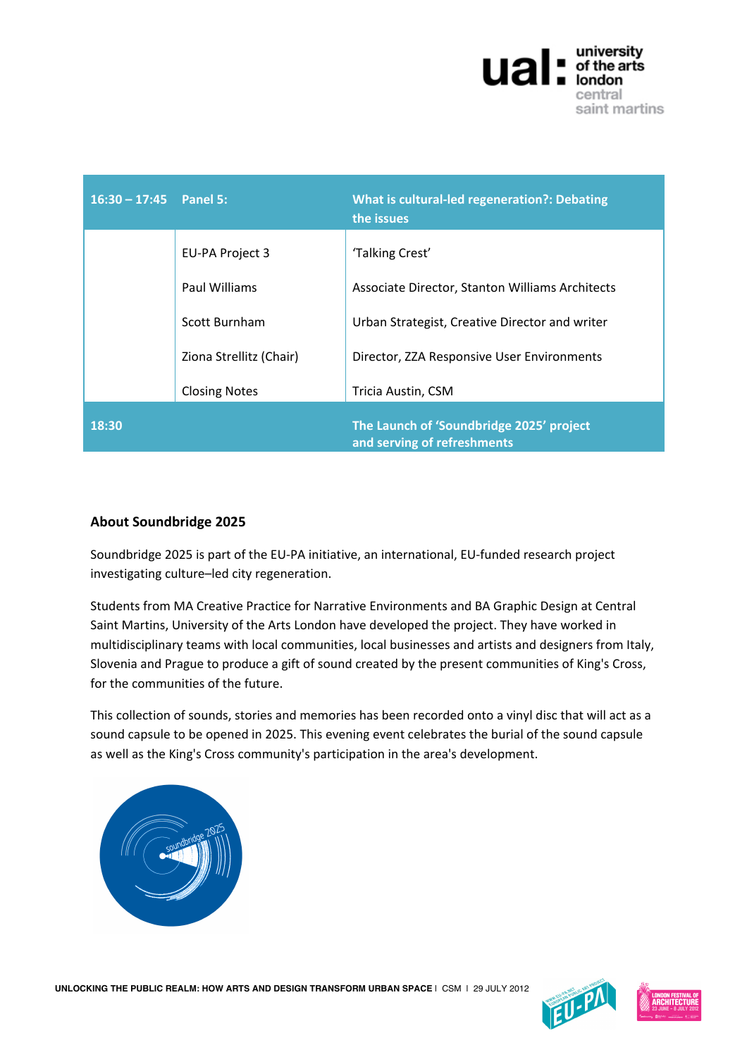| | | |
|---|---|---|
| **16:30 – 17:45** | **Panel 5:** | **What is cultural-led regeneration?: Debating the issues** |
| | EU-PA Project 3 | 'Talking Crest' |
| | Paul Williams | Associate Director, Stanton Williams Architects |
| | Scott Burnham | Urban Strategist, Creative Director and writer |
| | Ziona Strellitz (Chair) | Director, ZZA Responsive User Environments |
| | Closing Notes | Tricia Austin, CSM |
| **18:30** | | **The Launch of 'Soundbridge 2025' project and serving of refreshments** |

### About Soundbridge 2025

Soundbridge 2025 is part of the EU-PA initiative, an international, EU-funded research project investigating culture–led city regeneration.

Students from MA Creative Practice for Narrative Environments and BA Graphic Design at Central Saint Martins, University of the Arts London have developed the project. They have worked in multidisciplinary teams with local communities, local businesses and artists and designers from Italy, Slovenia and Prague to produce a gift of sound created by the present communities of King's Cross, for the communities of the future.

This collection of sounds, stories and memories has been recorded onto a vinyl disc that will act as a sound capsule to be opened in 2025. This evening event celebrates the burial of the sound capsule as well as the King's Cross community's participation in the area's development.